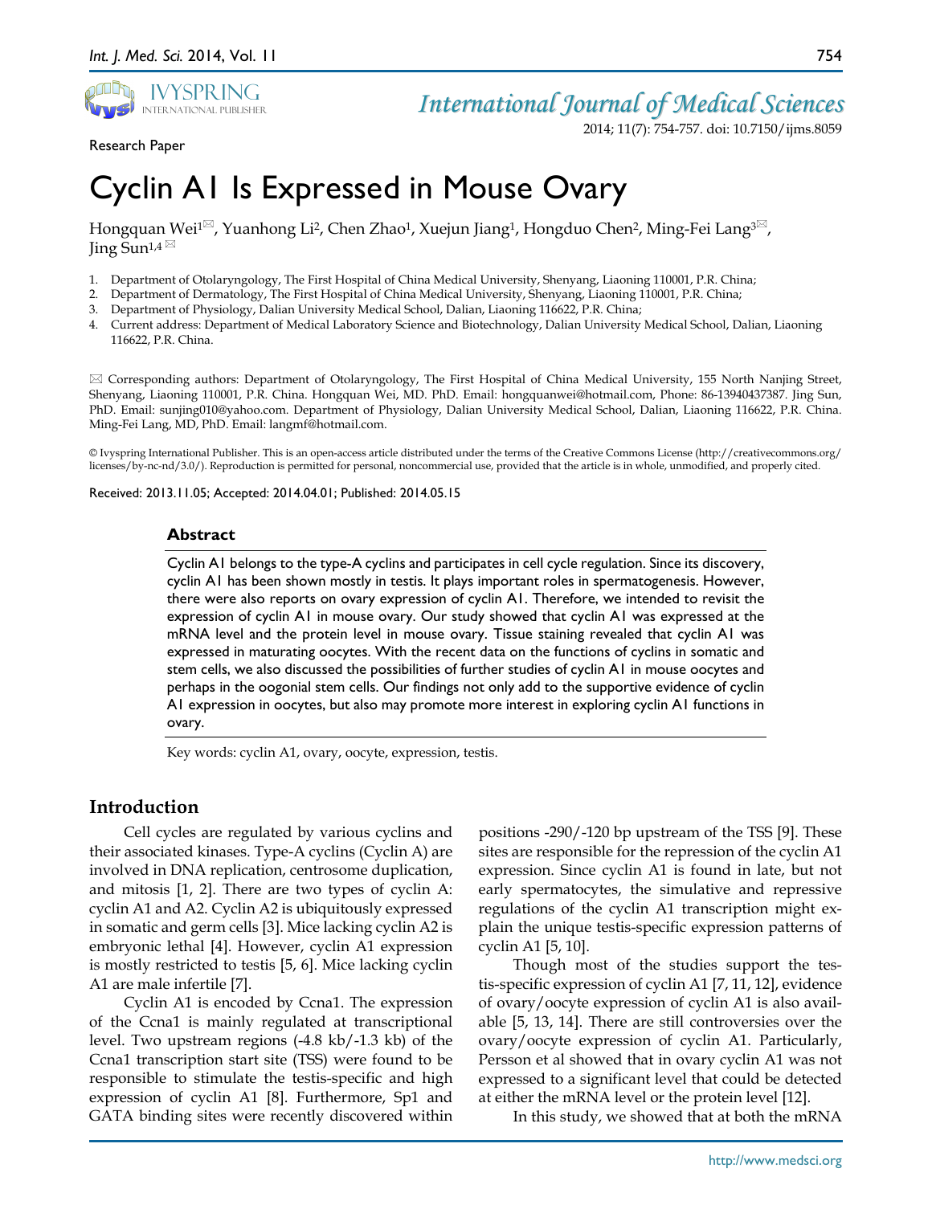Research Paper

# Cyclin A1 Is Expressed in Mouse Ovary

Hongquan Wei[1]✉, Yuanhong Li[2], Chen Zhao[1], Xuejun Jiang[1], Hongduo Chen[2], Ming-Fei Lang[3]✉, Jing Sun[1,4]✉

1. Department of Otolaryngology, The First Hospital of China Medical University, Shenyang, Liaoning 110001, P.R. China;
2. Department of Dermatology, The First Hospital of China Medical University, Shenyang, Liaoning 110001, P.R. China;
3. Department of Physiology, Dalian University Medical School, Dalian, Liaoning 116622, P.R. China;
4. Current address: Department of Medical Laboratory Science and Biotechnology, Dalian University Medical School, Dalian, Liaoning 116622, P.R. China.

✉ Corresponding authors: Department of Otolaryngology, The First Hospital of China Medical University, 155 North Nanjing Street, Shenyang, Liaoning 110001, P.R. China. Hongquan Wei, MD. PhD. Email: hongquanwei@hotmail.com, Phone: 86-13940437387. Jing Sun, PhD. Email: sunjing010@yahoo.com. Department of Physiology, Dalian University Medical School, Dalian, Liaoning 116622, P.R. China. Ming-Fei Lang, MD, PhD. Email: langmf@hotmail.com.

© Ivyspring International Publisher. This is an open-access article distributed under the terms of the Creative Commons License (http://creativecommons.org/licenses/by-nc-nd/3.0/). Reproduction is permitted for personal, noncommercial use, provided that the article is in whole, unmodified, and properly cited.

Received: 2013.11.05; Accepted: 2014.04.01; Published: 2014.05.15

## Abstract

Cyclin A1 belongs to the type-A cyclins and participates in cell cycle regulation. Since its discovery, cyclin A1 has been shown mostly in testis. It plays important roles in spermatogenesis. However, there were also reports on ovary expression of cyclin A1. Therefore, we intended to revisit the expression of cyclin A1 in mouse ovary. Our study showed that cyclin A1 was expressed at the mRNA level and the protein level in mouse ovary. Tissue staining revealed that cyclin A1 was expressed in maturating oocytes. With the recent data on the functions of cyclins in somatic and stem cells, we also discussed the possibilities of further studies of cyclin A1 in mouse oocytes and perhaps in the oogonial stem cells. Our findings not only add to the supportive evidence of cyclin A1 expression in oocytes, but also may promote more interest in exploring cyclin A1 functions in ovary.

Key words: cyclin A1, ovary, oocyte, expression, testis.

## Introduction

Cell cycles are regulated by various cyclins and their associated kinases. Type-A cyclins (Cyclin A) are involved in DNA replication, centrosome duplication, and mitosis [1, 2]. There are two types of cyclin A: cyclin A1 and A2. Cyclin A2 is ubiquitously expressed in somatic and germ cells [3]. Mice lacking cyclin A2 is embryonic lethal [4]. However, cyclin A1 expression is mostly restricted to testis [5, 6]. Mice lacking cyclin A1 are male infertile [7].

Cyclin A1 is encoded by Ccna1. The expression of the Ccna1 is mainly regulated at transcriptional level. Two upstream regions (-4.8 kb/-1.3 kb) of the Ccna1 transcription start site (TSS) were found to be responsible to stimulate the testis-specific and high expression of cyclin A1 [8]. Furthermore, Sp1 and GATA binding sites were recently discovered within positions -290/-120 bp upstream of the TSS [9]. These sites are responsible for the repression of the cyclin A1 expression. Since cyclin A1 is found in late, but not early spermatocytes, the simulative and repressive regulations of the cyclin A1 transcription might explain the unique testis-specific expression patterns of cyclin A1 [5, 10].

Though most of the studies support the testis-specific expression of cyclin A1 [7, 11, 12], evidence of ovary/oocyte expression of cyclin A1 is also available [5, 13, 14]. There are still controversies over the ovary/oocyte expression of cyclin A1. Particularly, Persson et al showed that in ovary cyclin A1 was not expressed to a significant level that could be detected at either the mRNA level or the protein level [12].

In this study, we showed that at both the mRNA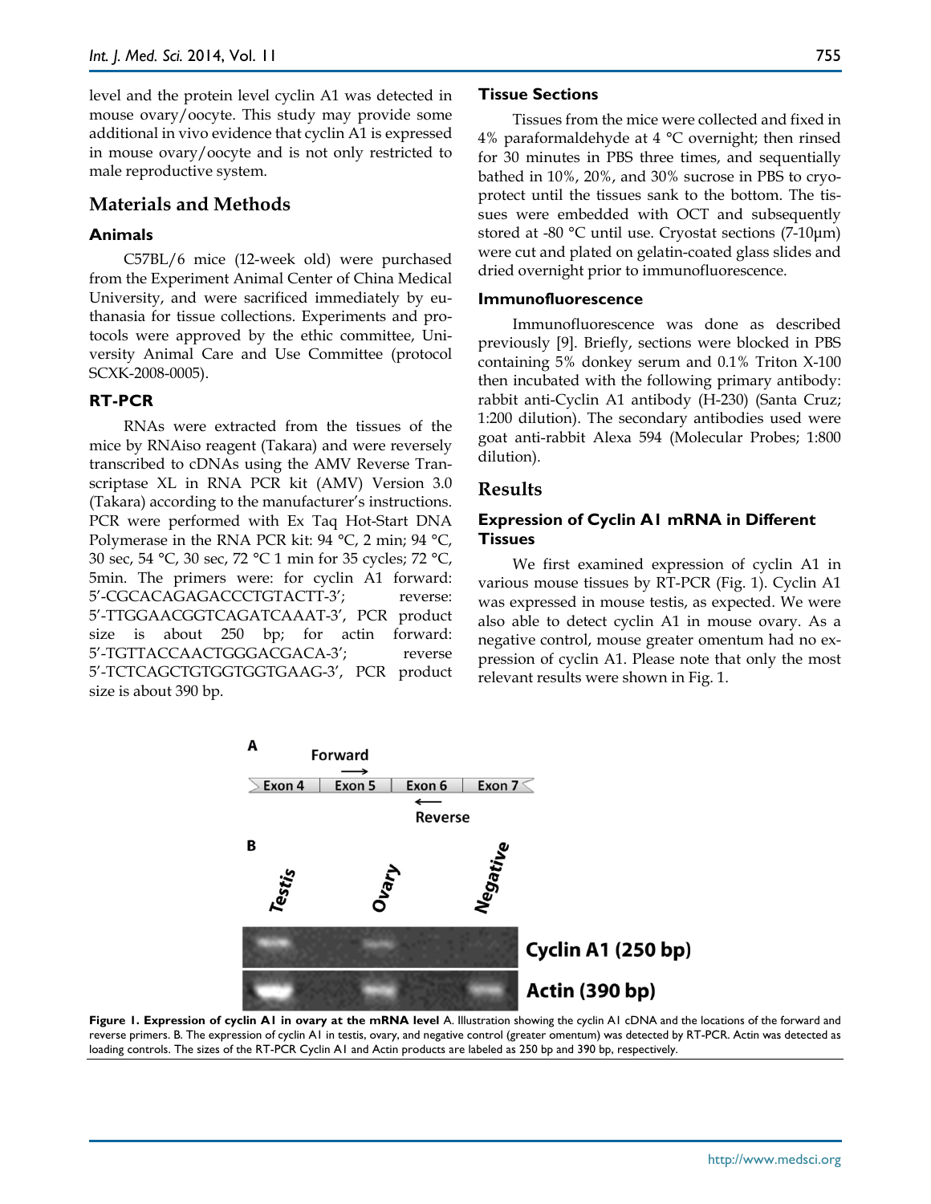level and the protein level cyclin A1 was detected in mouse ovary/oocyte. This study may provide some additional in vivo evidence that cyclin A1 is expressed in mouse ovary/oocyte and is not only restricted to male reproductive system.

## Materials and Methods

### Animals

C57BL/6 mice (12-week old) were purchased from the Experiment Animal Center of China Medical University, and were sacrificed immediately by euthanasia for tissue collections. Experiments and protocols were approved by the ethic committee, University Animal Care and Use Committee (protocol SCXK-2008-0005).

### RT-PCR

RNAs were extracted from the tissues of the mice by RNAiso reagent (Takara) and were reversely transcribed to cDNAs using the AMV Reverse Transcriptase XL in RNA PCR kit (AMV) Version 3.0 (Takara) according to the manufacturer's instructions. PCR were performed with Ex Taq Hot-Start DNA Polymerase in the RNA PCR kit: 94 °C, 2 min; 94 °C, 30 sec, 54 °C, 30 sec, 72 °C 1 min for 35 cycles; 72 °C, 5min. The primers were: for cyclin A1 forward: 5'-CGCACAGAGACCCTGTACTT-3'; reverse: 5'-TTGGAACGGTCAGATCAAAT-3', PCR product size is about 250 bp; for actin forward: 5'-TGTTACCAACTGGGACGACA-3'; reverse 5'-TCTCAGCTGTGGTGGTGAAG-3', PCR product size is about 390 bp.

### Tissue Sections

Tissues from the mice were collected and fixed in 4% paraformaldehyde at 4 °C overnight; then rinsed for 30 minutes in PBS three times, and sequentially bathed in 10%, 20%, and 30% sucrose in PBS to cryoprotect until the tissues sank to the bottom. The tissues were embedded with OCT and subsequently stored at -80 °C until use. Cryostat sections (7-10μm) were cut and plated on gelatin-coated glass slides and dried overnight prior to immunofluorescence.

### Immunofluorescence

Immunofluorescence was done as described previously [9]. Briefly, sections were blocked in PBS containing 5% donkey serum and 0.1% Triton X-100 then incubated with the following primary antibody: rabbit anti-Cyclin A1 antibody (H-230) (Santa Cruz; 1:200 dilution). The secondary antibodies used were goat anti-rabbit Alexa 594 (Molecular Probes; 1:800 dilution).

## Results

### Expression of Cyclin A1 mRNA in Different Tissues

We first examined expression of cyclin A1 in various mouse tissues by RT-PCR (Fig. 1). Cyclin A1 was expressed in mouse testis, as expected. We were also able to detect cyclin A1 in mouse ovary. As a negative control, mouse greater omentum had no expression of cyclin A1. Please note that only the most relevant results were shown in Fig. 1.

**Figure 1. Expression of cyclin A1 in ovary at the mRNA level** A. Illustration showing the cyclin A1 cDNA and the locations of the forward and reverse primers. B. The expression of cyclin A1 in testis, ovary, and negative control (greater omentum) was detected by RT-PCR. Actin was detected as loading controls. The sizes of the RT-PCR Cyclin A1 and Actin products are labeled as 250 bp and 390 bp, respectively.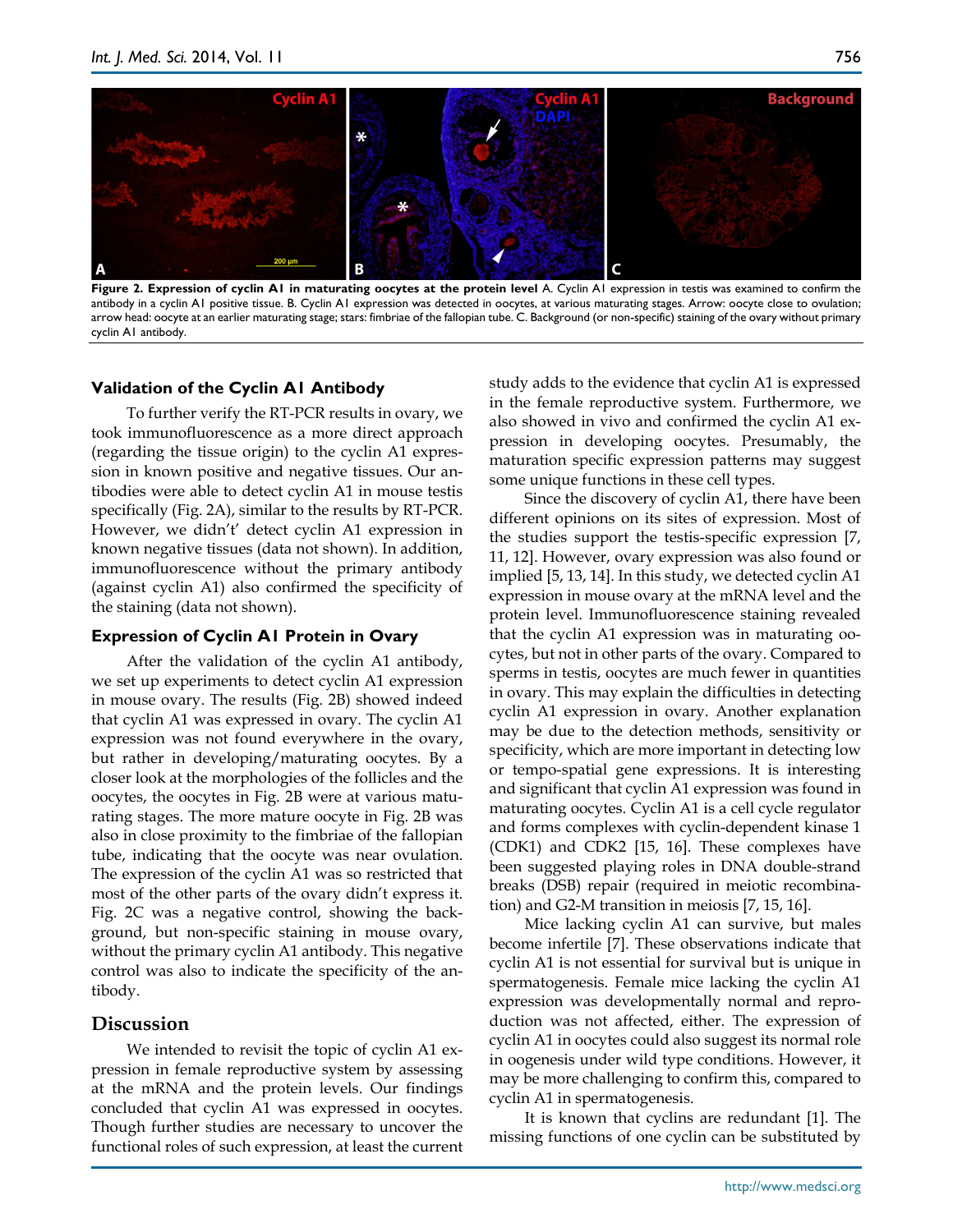**Figure 2. Expression of cyclin A1 in maturating oocytes at the protein level** A. Cyclin A1 expression in testis was examined to confirm the antibody in a cyclin A1 positive tissue. B. Cyclin A1 expression was detected in oocytes, at various maturating stages. Arrow: oocyte close to ovulation; arrow head: oocyte at an earlier maturating stage; stars: fimbriae of the fallopian tube. C. Background (or non-specific) staining of the ovary without primary cyclin A1 antibody.

### Validation of the Cyclin A1 Antibody

To further verify the RT-PCR results in ovary, we took immunofluorescence as a more direct approach (regarding the tissue origin) to the cyclin A1 expression in known positive and negative tissues. Our antibodies were able to detect cyclin A1 in mouse testis specifically (Fig. 2A), similar to the results by RT-PCR. However, we didn't' detect cyclin A1 expression in known negative tissues (data not shown). In addition, immunofluorescence without the primary antibody (against cyclin A1) also confirmed the specificity of the staining (data not shown).

### Expression of Cyclin A1 Protein in Ovary

After the validation of the cyclin A1 antibody, we set up experiments to detect cyclin A1 expression in mouse ovary. The results (Fig. 2B) showed indeed that cyclin A1 was expressed in ovary. The cyclin A1 expression was not found everywhere in the ovary, but rather in developing/maturating oocytes. By a closer look at the morphologies of the follicles and the oocytes, the oocytes in Fig. 2B were at various maturating stages. The more mature oocyte in Fig. 2B was also in close proximity to the fimbriae of the fallopian tube, indicating that the oocyte was near ovulation. The expression of the cyclin A1 was so restricted that most of the other parts of the ovary didn't express it. Fig. 2C was a negative control, showing the background, but non-specific staining in mouse ovary, without the primary cyclin A1 antibody. This negative control was also to indicate the specificity of the antibody.

## Discussion

We intended to revisit the topic of cyclin A1 expression in female reproductive system by assessing at the mRNA and the protein levels. Our findings concluded that cyclin A1 was expressed in oocytes. Though further studies are necessary to uncover the functional roles of such expression, at least the current study adds to the evidence that cyclin A1 is expressed in the female reproductive system. Furthermore, we also showed in vivo and confirmed the cyclin A1 expression in developing oocytes. Presumably, the maturation specific expression patterns may suggest some unique functions in these cell types.

Since the discovery of cyclin A1, there have been different opinions on its sites of expression. Most of the studies support the testis-specific expression [7, 11, 12]. However, ovary expression was also found or implied [5, 13, 14]. In this study, we detected cyclin A1 expression in mouse ovary at the mRNA level and the protein level. Immunofluorescence staining revealed that the cyclin A1 expression was in maturating oocytes, but not in other parts of the ovary. Compared to sperms in testis, oocytes are much fewer in quantities in ovary. This may explain the difficulties in detecting cyclin A1 expression in ovary. Another explanation may be due to the detection methods, sensitivity or specificity, which are more important in detecting low or tempo-spatial gene expressions. It is interesting and significant that cyclin A1 expression was found in maturating oocytes. Cyclin A1 is a cell cycle regulator and forms complexes with cyclin-dependent kinase 1 (CDK1) and CDK2 [15, 16]. These complexes have been suggested playing roles in DNA double-strand breaks (DSB) repair (required in meiotic recombination) and G2-M transition in meiosis [7, 15, 16].

Mice lacking cyclin A1 can survive, but males become infertile [7]. These observations indicate that cyclin A1 is not essential for survival but is unique in spermatogenesis. Female mice lacking the cyclin A1 expression was developmentally normal and reproduction was not affected, either. The expression of cyclin A1 in oocytes could also suggest its normal role in oogenesis under wild type conditions. However, it may be more challenging to confirm this, compared to cyclin A1 in spermatogenesis.

It is known that cyclins are redundant [1]. The missing functions of one cyclin can be substituted by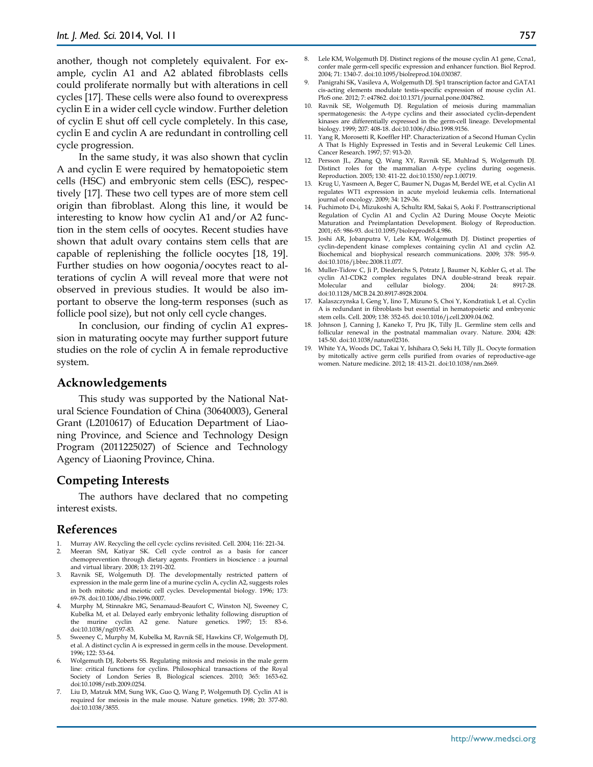another, though not completely equivalent. For example, cyclin A1 and A2 ablated fibroblasts cells could proliferate normally but with alterations in cell cycles [17]. These cells were also found to overexpress cyclin E in a wider cell cycle window. Further deletion of cyclin E shut off cell cycle completely. In this case, cyclin E and cyclin A are redundant in controlling cell cycle progression.

In the same study, it was also shown that cyclin A and cyclin E were required by hematopoietic stem cells (HSC) and embryonic stem cells (ESC), respectively [17]. These two cell types are of more stem cell origin than fibroblast. Along this line, it would be interesting to know how cyclin A1 and/or A2 function in the stem cells of oocytes. Recent studies have shown that adult ovary contains stem cells that are capable of replenishing the follicle oocytes [18, 19]. Further studies on how oogonia/oocytes react to alterations of cyclin A will reveal more that were not observed in previous studies. It would be also important to observe the long-term responses (such as follicle pool size), but not only cell cycle changes.

In conclusion, our finding of cyclin A1 expression in maturating oocyte may further support future studies on the role of cyclin A in female reproductive system.

## Acknowledgements

This study was supported by the National Natural Science Foundation of China (30640003), General Grant (L2010617) of Education Department of Liaoning Province, and Science and Technology Design Program (2011225027) of Science and Technology Agency of Liaoning Province, China.

## Competing Interests

The authors have declared that no competing interest exists.

## References

1. Murray AW. Recycling the cell cycle: cyclins revisited. Cell. 2004; 116: 221-34.
2. Meeran SM, Katiyar SK. Cell cycle control as a basis for cancer chemoprevention through dietary agents. Frontiers in bioscience : a journal and virtual library. 2008; 13: 2191-202.
3. Ravnik SE, Wolgemuth DJ. The developmentally restricted pattern of expression in the male germ line of a murine cyclin A, cyclin A2, suggests roles in both mitotic and meiotic cell cycles. Developmental biology. 1996; 173: 69-78. doi:10.1006/dbio.1996.0007.
4. Murphy M, Stinnakre MG, Senamaud-Beaufort C, Winston NJ, Sweeney C, Kubelka M, et al. Delayed early embryonic lethality following disruption of the murine cyclin A2 gene. Nature genetics. 1997; 15: 83-6. doi:10.1038/ng0197-83.
5. Sweeney C, Murphy M, Kubelka M, Ravnik SE, Hawkins CF, Wolgemuth DJ, et al. A distinct cyclin A is expressed in germ cells in the mouse. Development. 1996; 122: 53-64.
6. Wolgemuth DJ, Roberts SS. Regulating mitosis and meiosis in the male germ line: critical functions for cyclins. Philosophical transactions of the Royal Society of London Series B, Biological sciences. 2010; 365: 1653-62. doi:10.1098/rstb.2009.0254.
7. Liu D, Matzuk MM, Sung WK, Guo Q, Wang P, Wolgemuth DJ. Cyclin A1 is required for meiosis in the male mouse. Nature genetics. 1998; 20: 377-80. doi:10.1038/3855.
8. Lele KM, Wolgemuth DJ. Distinct regions of the mouse cyclin A1 gene, Ccna1, confer male germ-cell specific expression and enhancer function. Biol Reprod. 2004; 71: 1340-7. doi:10.1095/biolreprod.104.030387.
9. Panigrahi SK, Vasileva A, Wolgemuth DJ. Sp1 transcription factor and GATA1 cis-acting elements modulate testis-specific expression of mouse cyclin A1. PloS one. 2012; 7: e47862. doi:10.1371/journal.pone.0047862.
10. Ravnik SE, Wolgemuth DJ. Regulation of meiosis during mammalian spermatogenesis: the A-type cyclins and their associated cyclin-dependent kinases are differentially expressed in the germ-cell lineage. Developmental biology. 1999; 207: 408-18. doi:10.1006/dbio.1998.9156.
11. Yang R, Morosetti R, Koeffler HP. Characterization of a Second Human Cyclin A That Is Highly Expressed in Testis and in Several Leukemic Cell Lines. Cancer Research. 1997; 57: 913-20.
12. Persson JL, Zhang Q, Wang XY, Ravnik SE, Muhlrad S, Wolgemuth DJ. Distinct roles for the mammalian A-type cyclins during oogenesis. Reproduction. 2005; 130: 411-22. doi:10.1530/rep.1.00719.
13. Krug U, Yasmeen A, Beger C, Baumer N, Dugas M, Berdel WE, et al. Cyclin A1 regulates WT1 expression in acute myeloid leukemia cells. International journal of oncology. 2009; 34: 129-36.
14. Fuchimoto D-i, Mizukoshi A, Schultz RM, Sakai S, Aoki F. Posttranscriptional Regulation of Cyclin A1 and Cyclin A2 During Mouse Oocyte Meiotic Maturation and Preimplantation Development. Biology of Reproduction. 2001; 65: 986-93. doi:10.1095/biolreprod65.4.986.
15. Joshi AR, Jobanputra V, Lele KM, Wolgemuth DJ. Distinct properties of cyclin-dependent kinase complexes containing cyclin A1 and cyclin A2. Biochemical and biophysical research communications. 2009; 378: 595-9. doi:10.1016/j.bbrc.2008.11.077.
16. Muller-Tidow C, Ji P, Diederichs S, Potratz J, Baumer N, Kohler G, et al. The cyclin A1-CDK2 complex regulates DNA double-strand break repair. Molecular and cellular biology. 2004; 24: 8917-28. doi:10.1128/MCB.24.20.8917-8928.2004.
17. Kalaszczynska I, Geng Y, Iino T, Mizuno S, Choi Y, Kondratiuk I, et al. Cyclin A is redundant in fibroblasts but essential in hematopoietic and embryonic stem cells. Cell. 2009; 138: 352-65. doi:10.1016/j.cell.2009.04.062.
18. Johnson J, Canning J, Kaneko T, Pru JK, Tilly JL. Germline stem cells and follicular renewal in the postnatal mammalian ovary. Nature. 2004; 428: 145-50. doi:10.1038/nature02316.
19. White YA, Woods DC, Takai Y, Ishihara O, Seki H, Tilly JL. Oocyte formation by mitotically active germ cells purified from ovaries of reproductive-age women. Nature medicine. 2012; 18: 413-21. doi:10.1038/nm.2669.